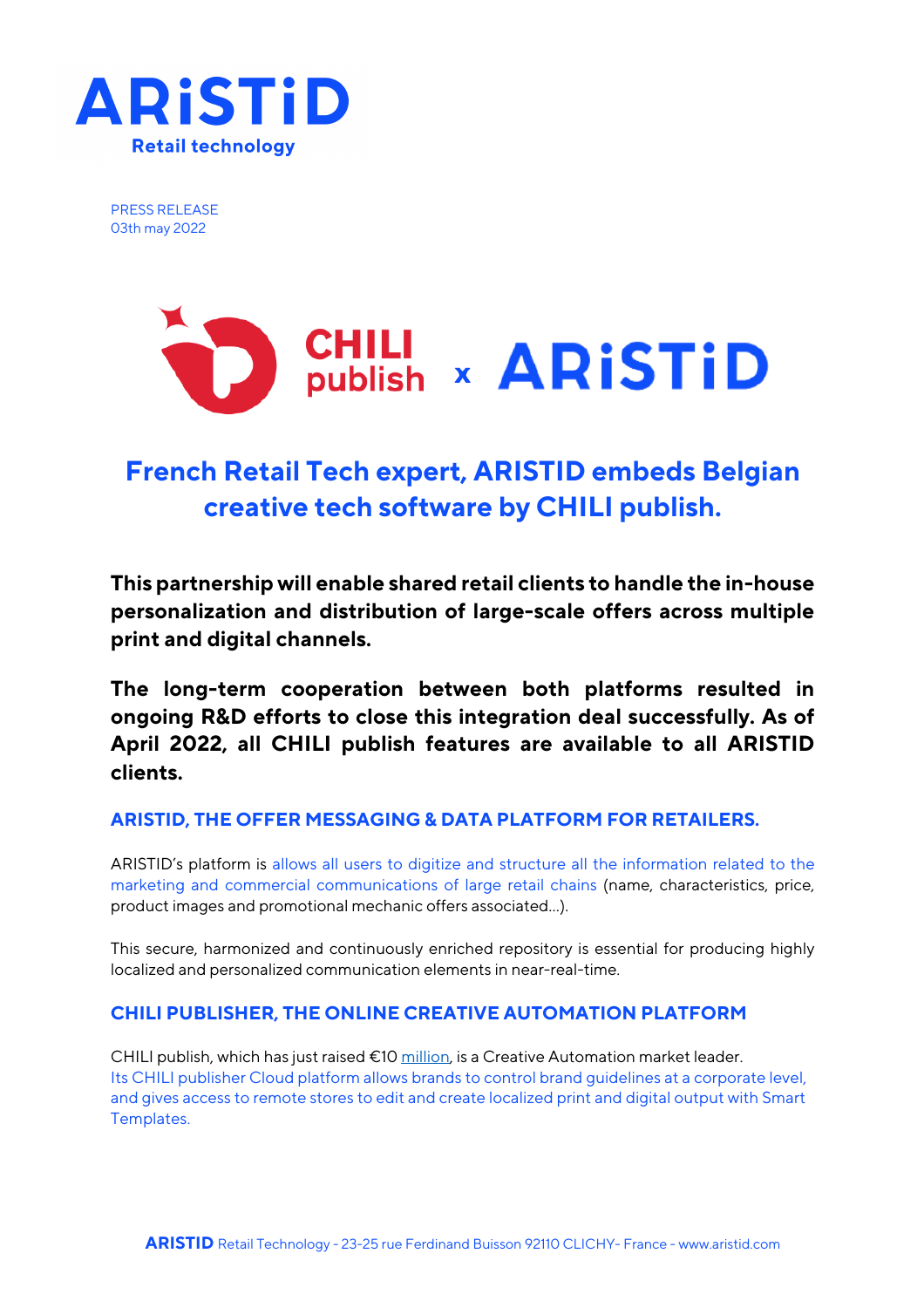PRESS RELEASE
03th may 2022

# French Retail Tech expert, ARISTID embeds Belgian creative tech software by CHILI publish.

**This partnership will enable shared retail clients to handle the in-house personalization and distribution of large-scale offers across multiple print and digital channels.**

**The long-term cooperation between both platforms resulted in ongoing R&D efforts to close this integration deal successfully. As of April 2022, all CHILI publish features are available to all ARISTID clients.**

## ARISTID, THE OFFER MESSAGING & DATA PLATFORM FOR RETAILERS.

ARISTID's platform is allows all users to digitize and structure all the information related to the marketing and commercial communications of large retail chains (name, characteristics, price, product images and promotional mechanic offers associated...).

This secure, harmonized and continuously enriched repository is essential for producing highly localized and personalized communication elements in near-real-time.

## CHILI PUBLISHER, THE ONLINE CREATIVE AUTOMATION PLATFORM

CHILI publish, which has just raised €10 million, is a Creative Automation market leader.
Its CHILI publisher Cloud platform allows brands to control brand guidelines at a corporate level, and gives access to remote stores to edit and create localized print and digital output with Smart Templates.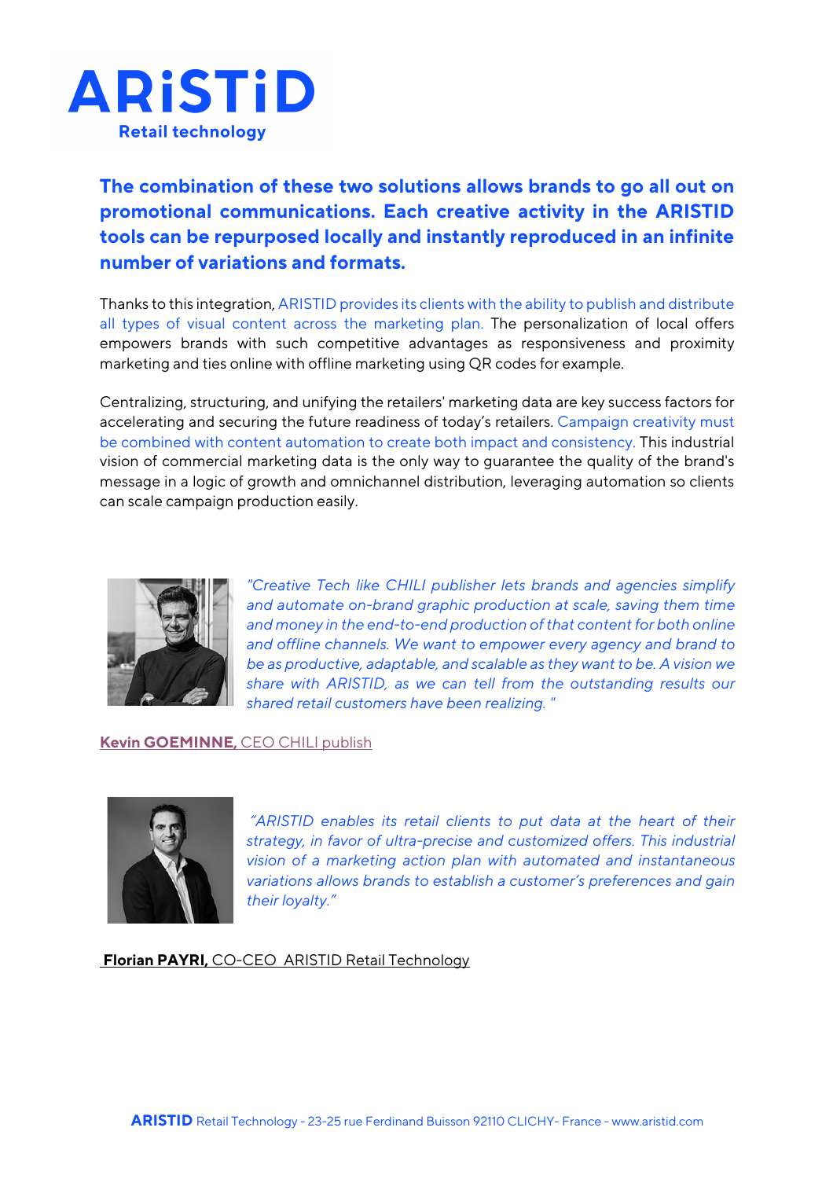**The combination of these two solutions allows brands to go all out on promotional communications. Each creative activity in the ARISTID tools can be repurposed locally and instantly reproduced in an infinite number of variations and formats.**

Thanks to this integration, ARISTID provides its clients with the ability to publish and distribute all types of visual content across the marketing plan. The personalization of local offers empowers brands with such competitive advantages as responsiveness and proximity marketing and ties online with offline marketing using QR codes for example.

Centralizing, structuring, and unifying the retailers' marketing data are key success factors for accelerating and securing the future readiness of today's retailers. Campaign creativity must be combined with content automation to create both impact and consistency. This industrial vision of commercial marketing data is the only way to guarantee the quality of the brand's message in a logic of growth and omnichannel distribution, leveraging automation so clients can scale campaign production easily.

*"Creative Tech like CHILI publisher lets brands and agencies simplify and automate on-brand graphic production at scale, saving them time and money in the end-to-end production of that content for both online and offline channels. We want to empower every agency and brand to be as productive, adaptable, and scalable as they want to be. A vision we share with ARISTID, as we can tell from the outstanding results our shared retail customers have been realizing. "*

**Kevin GOEMINNE,** CEO CHILI publish

*"ARISTID enables its retail clients to put data at the heart of their strategy, in favor of ultra-precise and customized offers. This industrial vision of a marketing action plan with automated and instantaneous variations allows brands to establish a customer's preferences and gain their loyalty."*

**Florian PAYRI,** CO-CEO ARISTID Retail Technology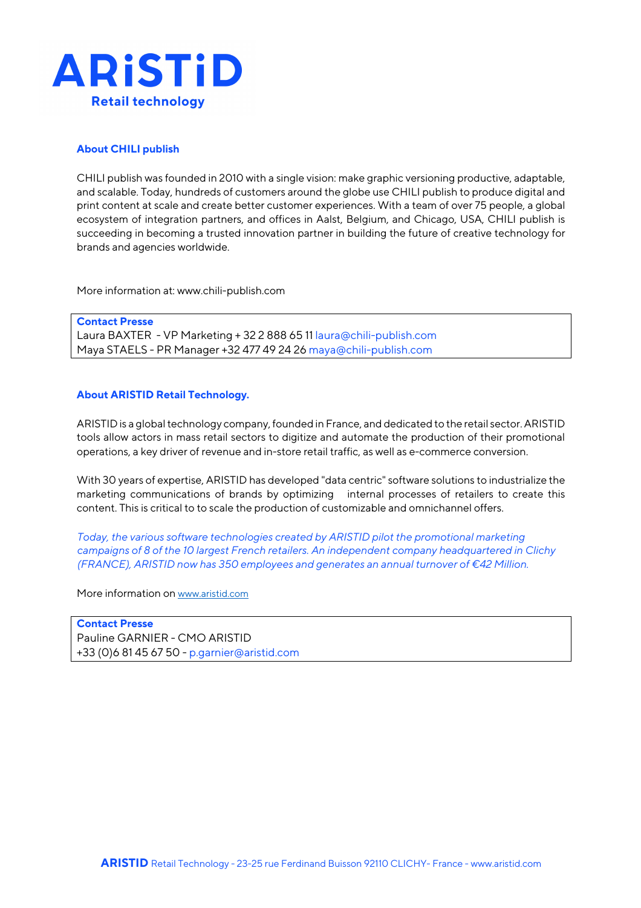## About CHILI publish

CHILI publish was founded in 2010 with a single vision: make graphic versioning productive, adaptable, and scalable. Today, hundreds of customers around the globe use CHILI publish to produce digital and print content at scale and create better customer experiences. With a team of over 75 people, a global ecosystem of integration partners, and offices in Aalst, Belgium, and Chicago, USA, CHILI publish is succeeding in becoming a trusted innovation partner in building the future of creative technology for brands and agencies worldwide.

More information at: www.chili-publish.com

**Contact Presse**
Laura BAXTER - VP Marketing + 32 2 888 65 11 laura@chili-publish.com
Maya STAELS - PR Manager +32 477 49 24 26 maya@chili-publish.com

## About ARISTID Retail Technology.

ARISTID is a global technology company, founded in France, and dedicated to the retail sector. ARISTID tools allow actors in mass retail sectors to digitize and automate the production of their promotional operations, a key driver of revenue and in-store retail traffic, as well as e-commerce conversion.

With 30 years of expertise, ARISTID has developed "data centric" software solutions to industrialize the marketing communications of brands by optimizing internal processes of retailers to create this content. This is critical to to scale the production of customizable and omnichannel offers.

*Today, the various software technologies created by ARISTID pilot the promotional marketing campaigns of 8 of the 10 largest French retailers. An independent company headquartered in Clichy (FRANCE), ARISTID now has 350 employees and generates an annual turnover of €42 Million.*

More information on www.aristid.com

**Contact Presse**
Pauline GARNIER - CMO ARISTID
+33 (0)6 81 45 67 50 - p.garnier@aristid.com